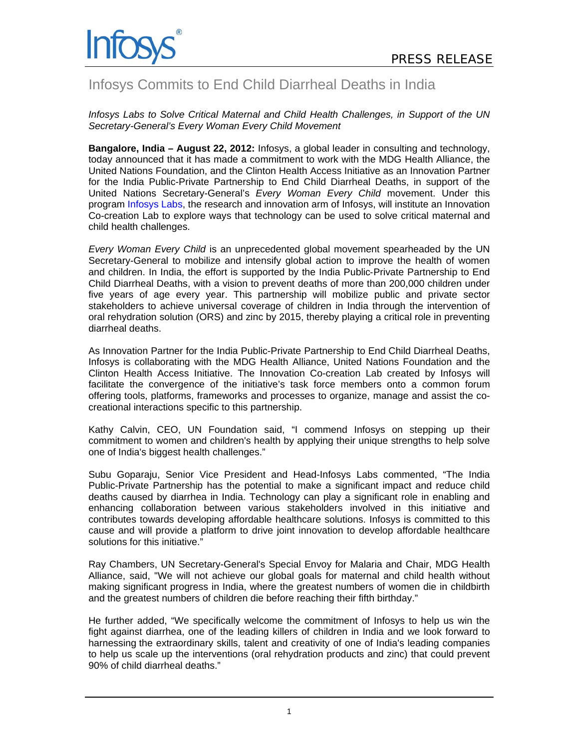Infosys®

PRESS RELEASE

# Infosys Commits to End Child Diarrheal Deaths in India

*Infosys Labs to Solve Critical Maternal and Child Health Challenges, in Support of the UN Secretary-General's Every Woman Every Child Movement*

**Bangalore, India – August 22, 2012:** Infosys, a global leader in consulting and technology, today announced that it has made a commitment to work with the MDG Health Alliance, the United Nations Foundation, and the Clinton Health Access Initiative as an Innovation Partner for the India Public-Private Partnership to End Child Diarrheal Deaths, in support of the United Nations Secretary-General's *Every Woman Every Child* movement. Under this program Infosys Labs, the research and innovation arm of Infosys, will institute an Innovation Co-creation Lab to explore ways that technology can be used to solve critical maternal and child health challenges.

*Every Woman Every Child* is an unprecedented global movement spearheaded by the UN Secretary-General to mobilize and intensify global action to improve the health of women and children. In India, the effort is supported by the India Public-Private Partnership to End Child Diarrheal Deaths, with a vision to prevent deaths of more than 200,000 children under five years of age every year. This partnership will mobilize public and private sector stakeholders to achieve universal coverage of children in India through the intervention of oral rehydration solution (ORS) and zinc by 2015, thereby playing a critical role in preventing diarrheal deaths.

As Innovation Partner for the India Public-Private Partnership to End Child Diarrheal Deaths, Infosys is collaborating with the MDG Health Alliance, United Nations Foundation and the Clinton Health Access Initiative. The Innovation Co-creation Lab created by Infosys will facilitate the convergence of the initiative's task force members onto a common forum offering tools, platforms, frameworks and processes to organize, manage and assist the co-creational interactions specific to this partnership.

Kathy Calvin, CEO, UN Foundation said, "I commend Infosys on stepping up their commitment to women and children's health by applying their unique strengths to help solve one of India's biggest health challenges."

Subu Goparaju, Senior Vice President and Head-Infosys Labs commented, "The India Public-Private Partnership has the potential to make a significant impact and reduce child deaths caused by diarrhea in India. Technology can play a significant role in enabling and enhancing collaboration between various stakeholders involved in this initiative and contributes towards developing affordable healthcare solutions. Infosys is committed to this cause and will provide a platform to drive joint innovation to develop affordable healthcare solutions for this initiative."

Ray Chambers, UN Secretary-General's Special Envoy for Malaria and Chair, MDG Health Alliance, said, "We will not achieve our global goals for maternal and child health without making significant progress in India, where the greatest numbers of women die in childbirth and the greatest numbers of children die before reaching their fifth birthday."

He further added, "We specifically welcome the commitment of Infosys to help us win the fight against diarrhea, one of the leading killers of children in India and we look forward to harnessing the extraordinary skills, talent and creativity of one of India's leading companies to help us scale up the interventions (oral rehydration products and zinc) that could prevent 90% of child diarrheal deaths."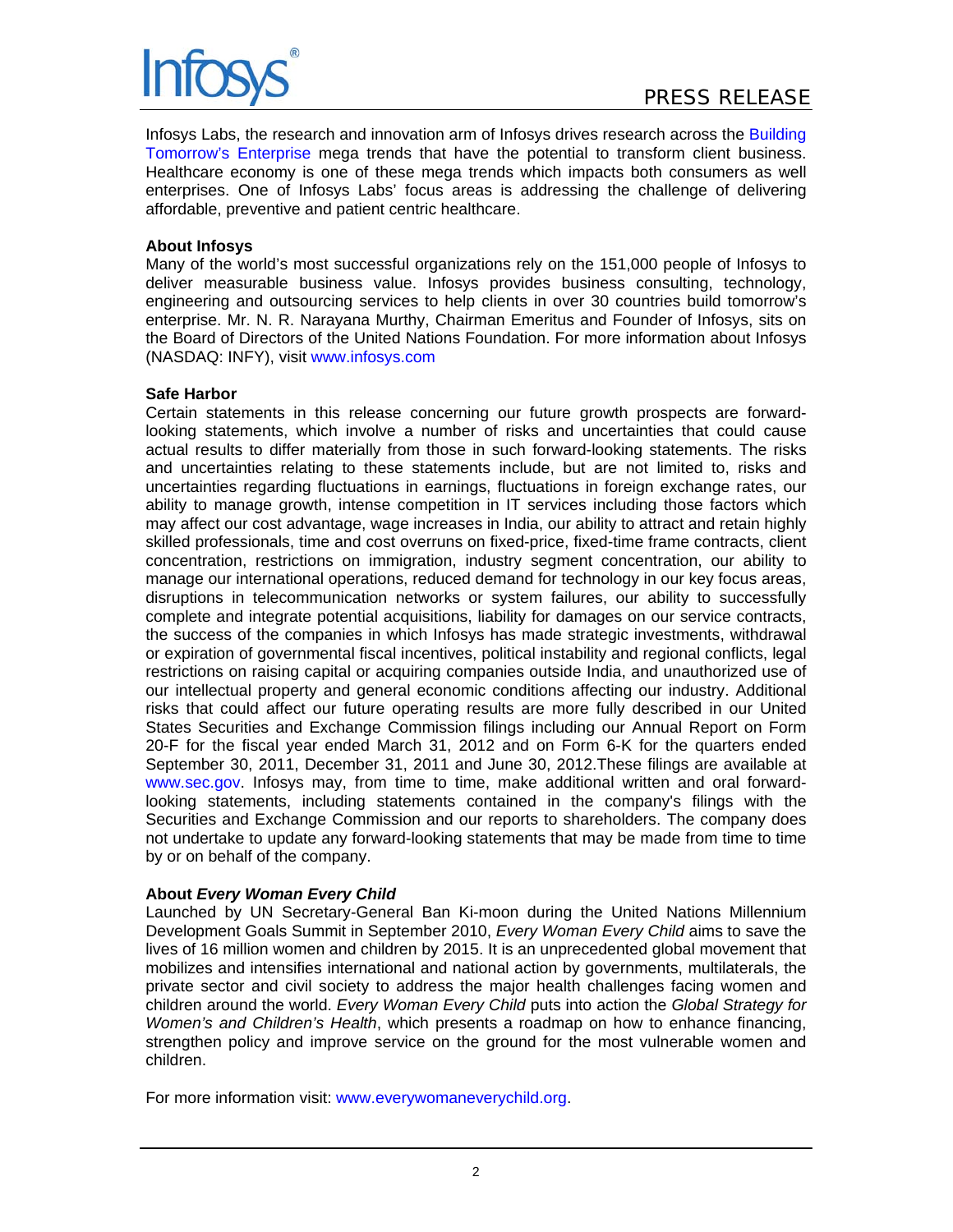Infosys Labs, the research and innovation arm of Infosys drives research across the Building Tomorrow's Enterprise mega trends that have the potential to transform client business. Healthcare economy is one of these mega trends which impacts both consumers as well enterprises. One of Infosys Labs' focus areas is addressing the challenge of delivering affordable, preventive and patient centric healthcare.

**About Infosys**

Many of the world's most successful organizations rely on the 151,000 people of Infosys to deliver measurable business value. Infosys provides business consulting, technology, engineering and outsourcing services to help clients in over 30 countries build tomorrow's enterprise. Mr. N. R. Narayana Murthy, Chairman Emeritus and Founder of Infosys, sits on the Board of Directors of the United Nations Foundation. For more information about Infosys (NASDAQ: INFY), visit www.infosys.com

**Safe Harbor**

Certain statements in this release concerning our future growth prospects are forward-looking statements, which involve a number of risks and uncertainties that could cause actual results to differ materially from those in such forward-looking statements. The risks and uncertainties relating to these statements include, but are not limited to, risks and uncertainties regarding fluctuations in earnings, fluctuations in foreign exchange rates, our ability to manage growth, intense competition in IT services including those factors which may affect our cost advantage, wage increases in India, our ability to attract and retain highly skilled professionals, time and cost overruns on fixed-price, fixed-time frame contracts, client concentration, restrictions on immigration, industry segment concentration, our ability to manage our international operations, reduced demand for technology in our key focus areas, disruptions in telecommunication networks or system failures, our ability to successfully complete and integrate potential acquisitions, liability for damages on our service contracts, the success of the companies in which Infosys has made strategic investments, withdrawal or expiration of governmental fiscal incentives, political instability and regional conflicts, legal restrictions on raising capital or acquiring companies outside India, and unauthorized use of our intellectual property and general economic conditions affecting our industry. Additional risks that could affect our future operating results are more fully described in our United States Securities and Exchange Commission filings including our Annual Report on Form 20-F for the fiscal year ended March 31, 2012 and on Form 6-K for the quarters ended September 30, 2011, December 31, 2011 and June 30, 2012.These filings are available at www.sec.gov. Infosys may, from time to time, make additional written and oral forward-looking statements, including statements contained in the company's filings with the Securities and Exchange Commission and our reports to shareholders. The company does not undertake to update any forward-looking statements that may be made from time to time by or on behalf of the company.

**About *Every Woman Every Child***

Launched by UN Secretary-General Ban Ki-moon during the United Nations Millennium Development Goals Summit in September 2010, *Every Woman Every Child* aims to save the lives of 16 million women and children by 2015. It is an unprecedented global movement that mobilizes and intensifies international and national action by governments, multilaterals, the private sector and civil society to address the major health challenges facing women and children around the world. *Every Woman Every Child* puts into action the *Global Strategy for Women's and Children's Health*, which presents a roadmap on how to enhance financing, strengthen policy and improve service on the ground for the most vulnerable women and children.

For more information visit: www.everywomaneverychild.org.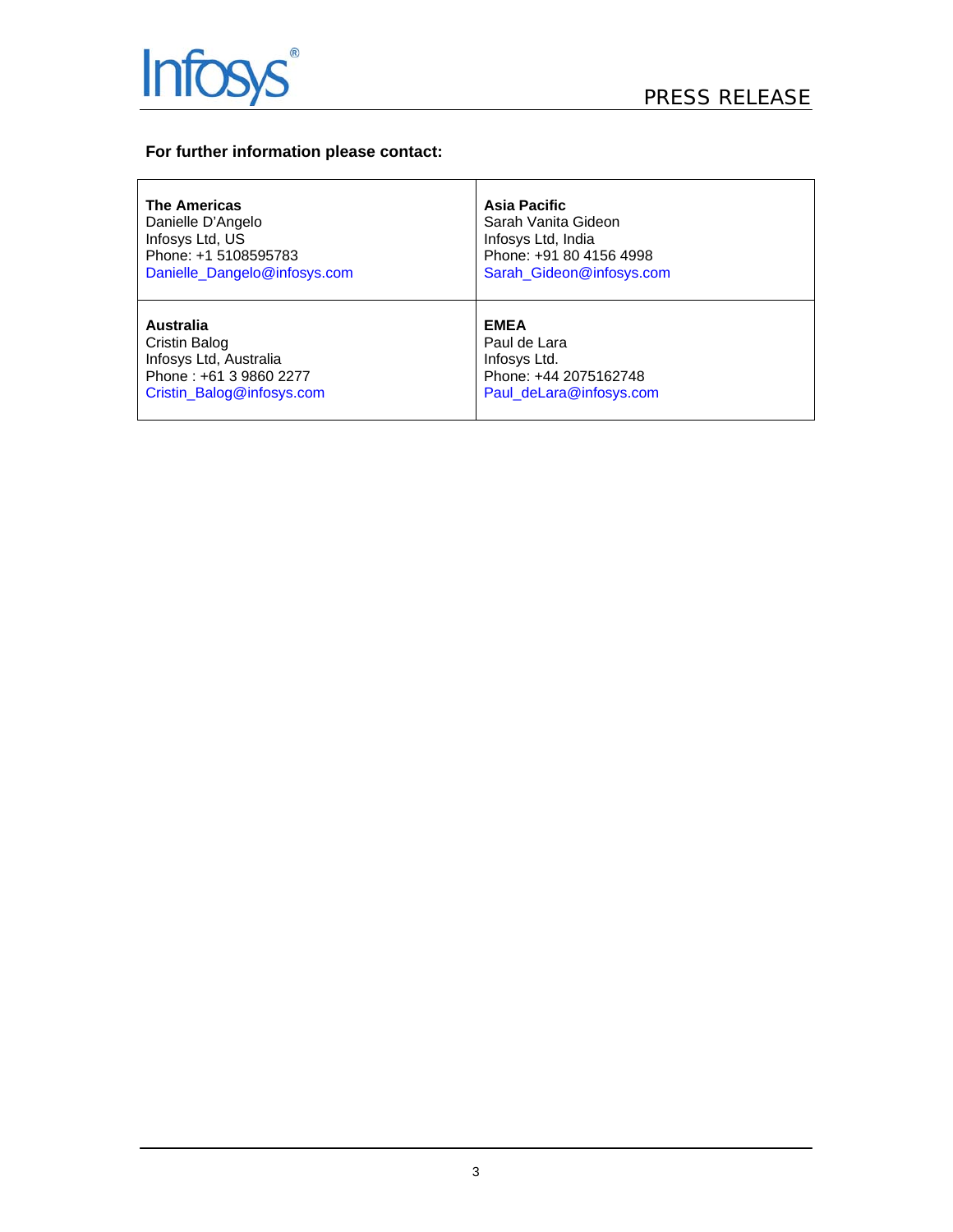**For further information please contact:**

| | |
|---|---|
| **The Americas**<br>Danielle D'Angelo<br>Infosys Ltd, US<br>Phone: +1 5108595783<br>Danielle_Dangelo@infosys.com | **Asia Pacific**<br>Sarah Vanita Gideon<br>Infosys Ltd, India<br>Phone: +91 80 4156 4998<br>Sarah_Gideon@infosys.com |
| **Australia**<br>Cristin Balog<br>Infosys Ltd, Australia<br>Phone : +61 3 9860 2277<br>Cristin_Balog@infosys.com | **EMEA**<br>Paul de Lara<br>Infosys Ltd.<br>Phone: +44 2075162748<br>Paul_deLara@infosys.com |